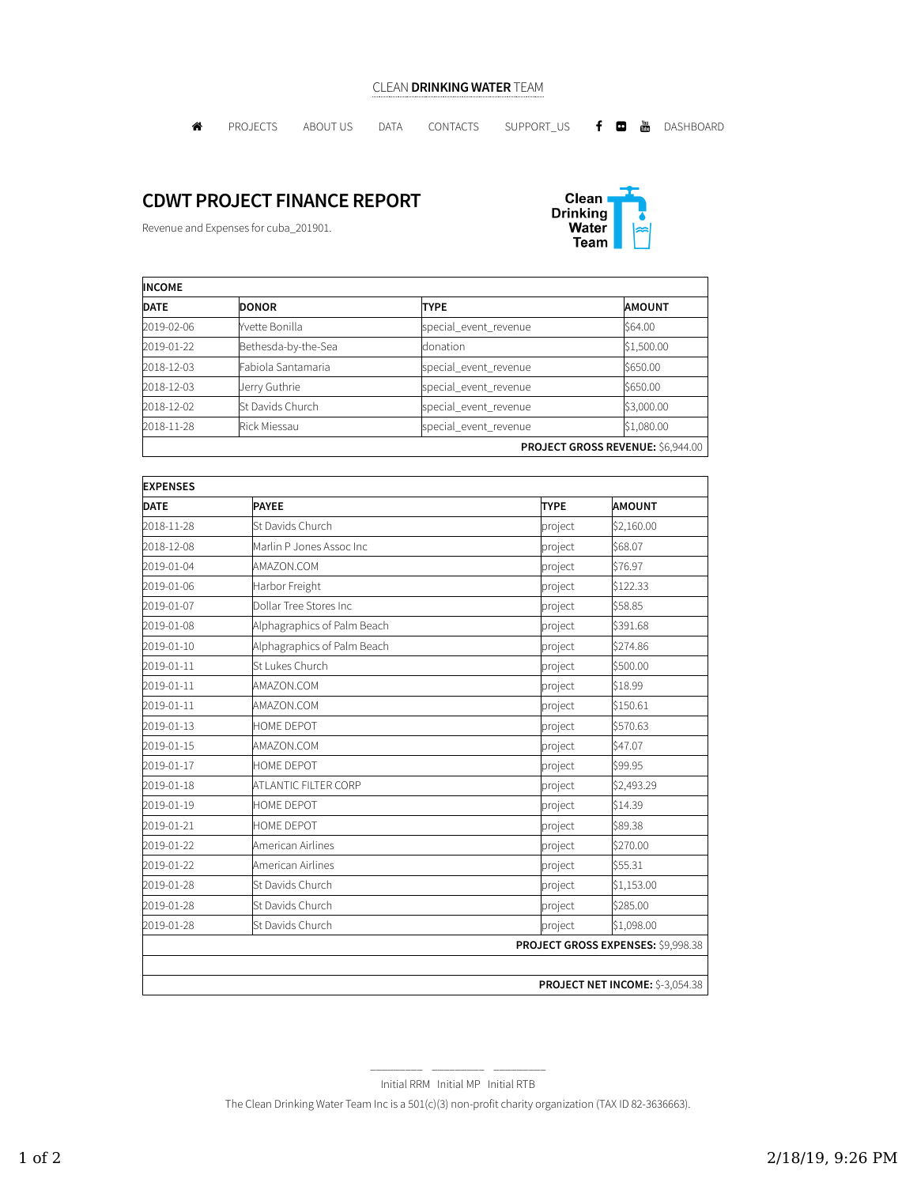CLEAN **DRINKING WATER** TEAM

PROJECTS  ABOUT US  DATA  CONTACTS  SUPPORT_US  DASHBOARD

# CDWT PROJECT FINANCE REPORT

Revenue and Expenses for cuba_201901.

Clean Drinking Water Team

| **INCOME** | | | |
|---|---|---|---|
| **DATE** | **DONOR** | **TYPE** | **AMOUNT** |
| 2019-02-06 | Yvette Bonilla | special_event_revenue | $64.00 |
| 2019-01-22 | Bethesda-by-the-Sea | donation | $1,500.00 |
| 2018-12-03 | Fabiola Santamaria | special_event_revenue | $650.00 |
| 2018-12-03 | Jerry Guthrie | special_event_revenue | $650.00 |
| 2018-12-02 | St Davids Church | special_event_revenue | $3,000.00 |
| 2018-11-28 | Rick Miessau | special_event_revenue | $1,080.00 |
| | | | **PROJECT GROSS REVENUE:** $6,944.00 |

| **EXPENSES** | | | |
|---|---|---|---|
| **DATE** | **PAYEE** | **TYPE** | **AMOUNT** |
| 2018-11-28 | St Davids Church | project | $2,160.00 |
| 2018-12-08 | Marlin P Jones Assoc Inc | project | $68.07 |
| 2019-01-04 | AMAZON.COM | project | $76.97 |
| 2019-01-06 | Harbor Freight | project | $122.33 |
| 2019-01-07 | Dollar Tree Stores Inc | project | $58.85 |
| 2019-01-08 | Alphagraphics of Palm Beach | project | $391.68 |
| 2019-01-10 | Alphagraphics of Palm Beach | project | $274.86 |
| 2019-01-11 | St Lukes Church | project | $500.00 |
| 2019-01-11 | AMAZON.COM | project | $18.99 |
| 2019-01-11 | AMAZON.COM | project | $150.61 |
| 2019-01-13 | HOME DEPOT | project | $570.63 |
| 2019-01-15 | AMAZON.COM | project | $47.07 |
| 2019-01-17 | HOME DEPOT | project | $99.95 |
| 2019-01-18 | ATLANTIC FILTER CORP | project | $2,493.29 |
| 2019-01-19 | HOME DEPOT | project | $14.39 |
| 2019-01-21 | HOME DEPOT | project | $89.38 |
| 2019-01-22 | American Airlines | project | $270.00 |
| 2019-01-22 | American Airlines | project | $55.31 |
| 2019-01-28 | St Davids Church | project | $1,153.00 |
| 2019-01-28 | St Davids Church | project | $285.00 |
| 2019-01-28 | St Davids Church | project | $1,098.00 |
| | | | **PROJECT GROSS EXPENSES:** $9,998.38 |
| | | | |
| | | | **PROJECT NET INCOME:** $-3,054.38 |

\_\_\_\_\_\_\_\_ \_\_\_\_\_\_\_\_ \_\_\_\_\_\_\_\_

Initial RRM Initial MP Initial RTB

The Clean Drinking Water Team Inc is a 501(c)(3) non-profit charity organization (TAX ID 82-3636663).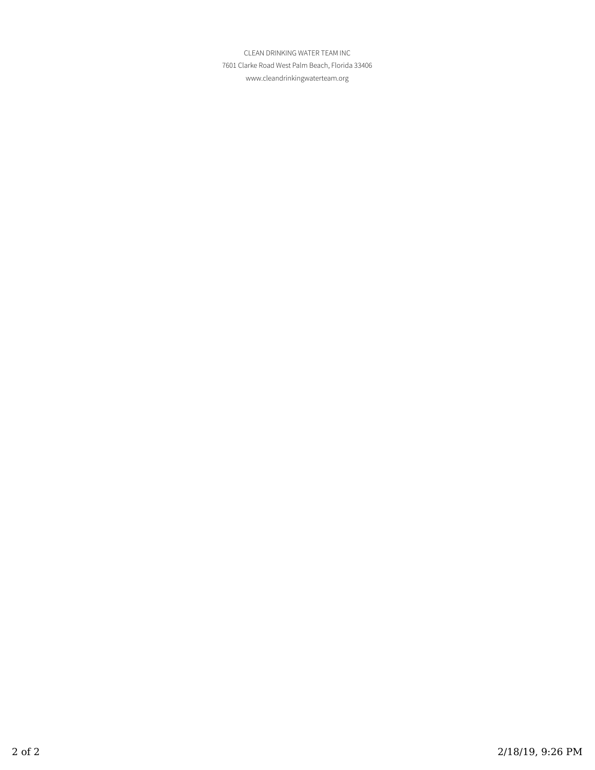CLEAN DRINKING WATER TEAM INC

7601 Clarke Road West Palm Beach, Florida 33406

www.cleandrinkingwaterteam.org